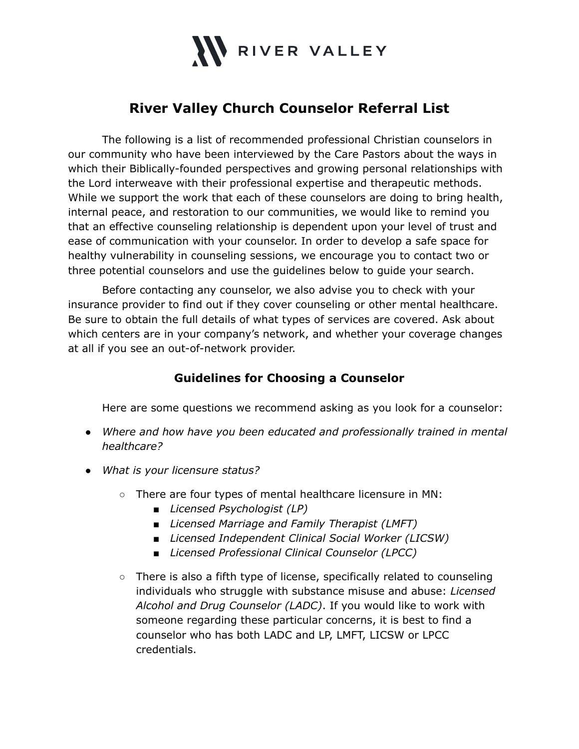RIVER VALLEY

# River Valley Church Counselor Referral List

The following is a list of recommended professional Christian counselors in our community who have been interviewed by the Care Pastors about the ways in which their Biblically-founded perspectives and growing personal relationships with the Lord interweave with their professional expertise and therapeutic methods. While we support the work that each of these counselors are doing to bring health, internal peace, and restoration to our communities, we would like to remind you that an effective counseling relationship is dependent upon your level of trust and ease of communication with your counselor. In order to develop a safe space for healthy vulnerability in counseling sessions, we encourage you to contact two or three potential counselors and use the guidelines below to guide your search.

Before contacting any counselor, we also advise you to check with your insurance provider to find out if they cover counseling or other mental healthcare. Be sure to obtain the full details of what types of services are covered. Ask about which centers are in your company's network, and whether your coverage changes at all if you see an out-of-network provider.

## Guidelines for Choosing a Counselor

Here are some questions we recommend asking as you look for a counselor:

- *Where and how have you been educated and professionally trained in mental healthcare?*
- *What is your licensure status?*
    - There are four types of mental healthcare licensure in MN:
        - *Licensed Psychologist (LP)*
        - *Licensed Marriage and Family Therapist (LMFT)*
        - *Licensed Independent Clinical Social Worker (LICSW)*
        - *Licensed Professional Clinical Counselor (LPCC)*
    - There is also a fifth type of license, specifically related to counseling individuals who struggle with substance misuse and abuse: *Licensed Alcohol and Drug Counselor (LADC)*. If you would like to work with someone regarding these particular concerns, it is best to find a counselor who has both LADC and LP, LMFT, LICSW or LPCC credentials.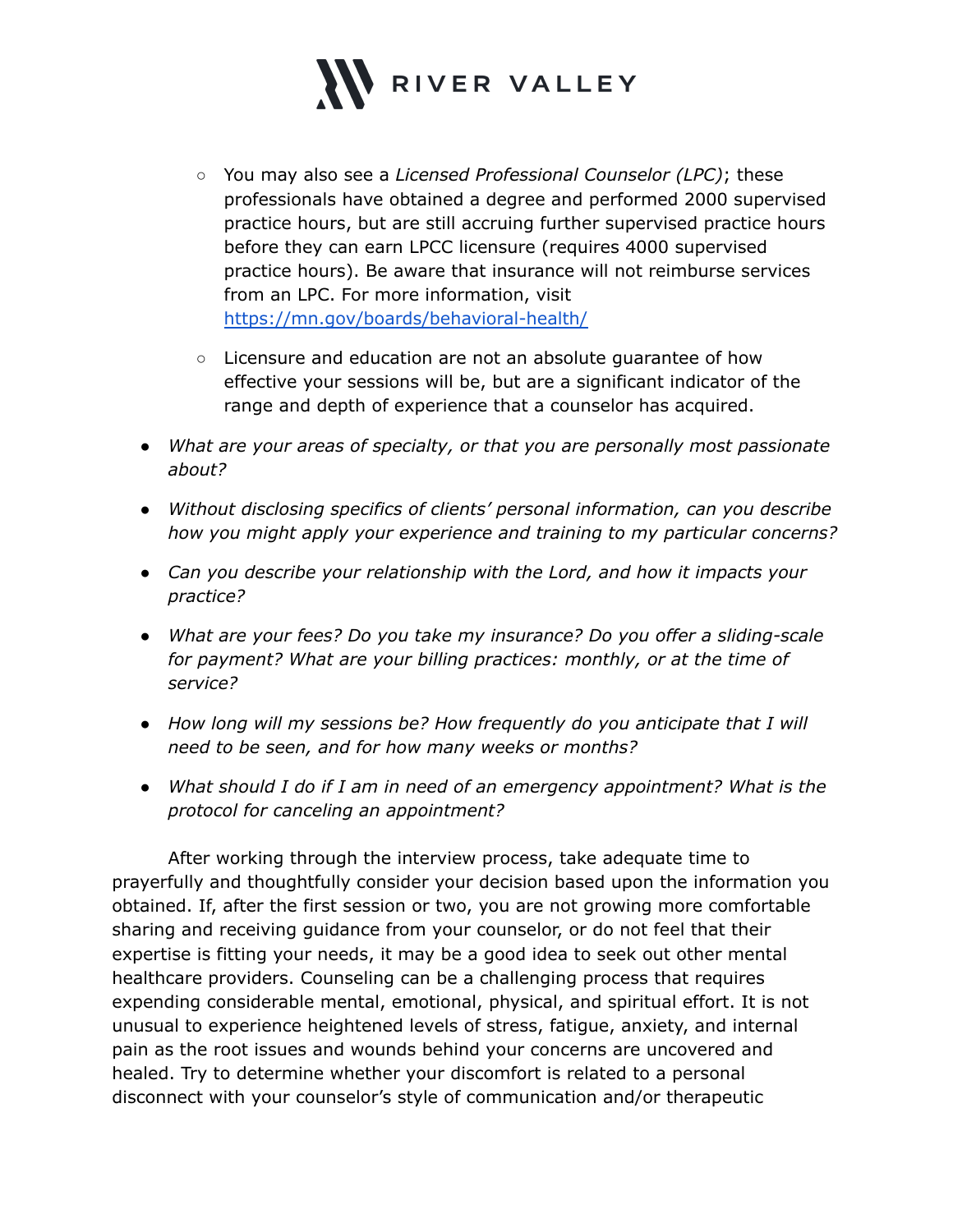- You may also see a *Licensed Professional Counselor (LPC)*; these professionals have obtained a degree and performed 2000 supervised practice hours, but are still accruing further supervised practice hours before they can earn LPCC licensure (requires 4000 supervised practice hours). Be aware that insurance will not reimburse services from an LPC. For more information, visit [https://mn.gov/boards/behavioral-health/](https://mn.gov/boards/behavioral-health/)
    - Licensure and education are not an absolute guarantee of how effective your sessions will be, but are a significant indicator of the range and depth of experience that a counselor has acquired.
- *What are your areas of specialty, or that you are personally most passionate about?*
- *Without disclosing specifics of clients' personal information, can you describe how you might apply your experience and training to my particular concerns?*
- *Can you describe your relationship with the Lord, and how it impacts your practice?*
- *What are your fees? Do you take my insurance? Do you offer a sliding-scale for payment? What are your billing practices: monthly, or at the time of service?*
- *How long will my sessions be? How frequently do you anticipate that I will need to be seen, and for how many weeks or months?*
- *What should I do if I am in need of an emergency appointment? What is the protocol for canceling an appointment?*

After working through the interview process, take adequate time to prayerfully and thoughtfully consider your decision based upon the information you obtained. If, after the first session or two, you are not growing more comfortable sharing and receiving guidance from your counselor, or do not feel that their expertise is fitting your needs, it may be a good idea to seek out other mental healthcare providers. Counseling can be a challenging process that requires expending considerable mental, emotional, physical, and spiritual effort. It is not unusual to experience heightened levels of stress, fatigue, anxiety, and internal pain as the root issues and wounds behind your concerns are uncovered and healed. Try to determine whether your discomfort is related to a personal disconnect with your counselor's style of communication and/or therapeutic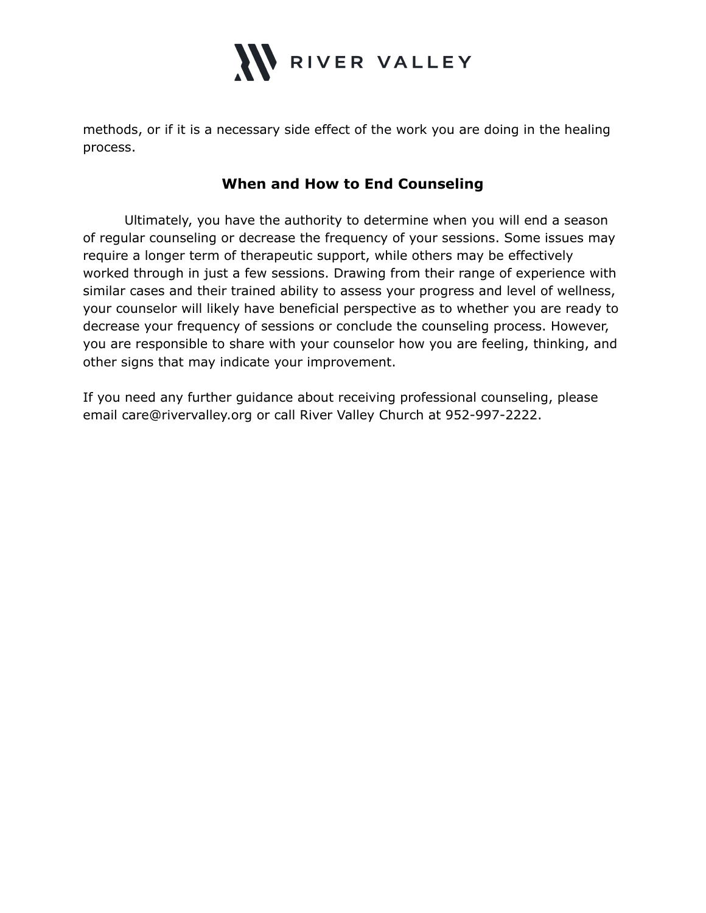methods, or if it is a necessary side effect of the work you are doing in the healing process.

## When and How to End Counseling

Ultimately, you have the authority to determine when you will end a season of regular counseling or decrease the frequency of your sessions. Some issues may require a longer term of therapeutic support, while others may be effectively worked through in just a few sessions. Drawing from their range of experience with similar cases and their trained ability to assess your progress and level of wellness, your counselor will likely have beneficial perspective as to whether you are ready to decrease your frequency of sessions or conclude the counseling process. However, you are responsible to share with your counselor how you are feeling, thinking, and other signs that may indicate your improvement.

If you need any further guidance about receiving professional counseling, please email care@rivervalley.org or call River Valley Church at 952-997-2222.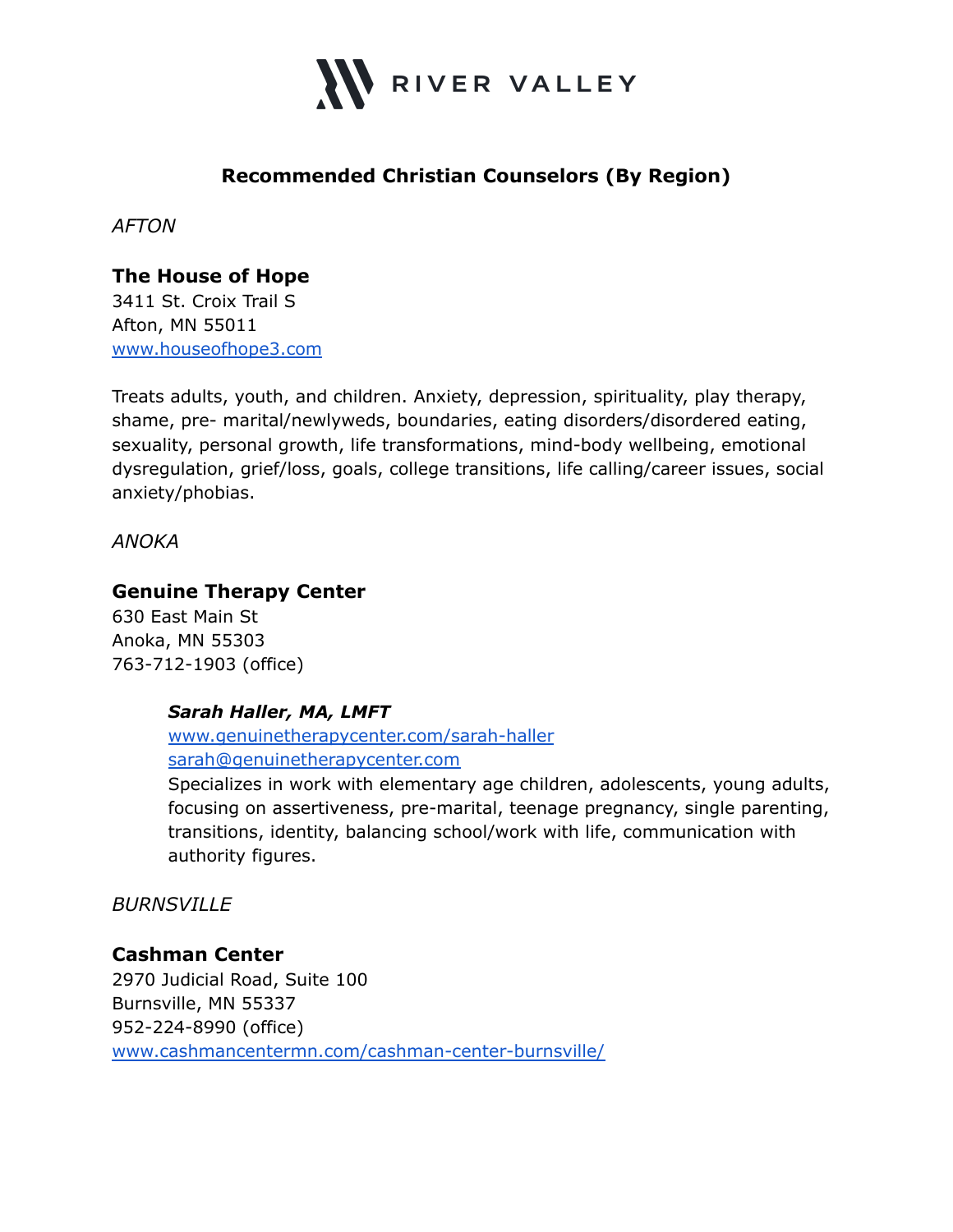# Recommended Christian Counselors (By Region)

*AFTON*

### The House of Hope

3411 St. Croix Trail S
Afton, MN 55011
[www.houseofhope3.com](http://www.houseofhope3.com)

Treats adults, youth, and children. Anxiety, depression, spirituality, play therapy, shame, pre- marital/newlyweds, boundaries, eating disorders/disordered eating, sexuality, personal growth, life transformations, mind-body wellbeing, emotional dysregulation, grief/loss, goals, college transitions, life calling/career issues, social anxiety/phobias.

*ANOKA*

### Genuine Therapy Center

630 East Main St
Anoka, MN 55303
763-712-1903 (office)

> ***Sarah Haller, MA, LMFT***
> [www.genuinetherapycenter.com/sarah-haller](http://www.genuinetherapycenter.com/sarah-haller)
> [sarah@genuinetherapycenter.com](mailto:sarah@genuinetherapycenter.com)
> Specializes in work with elementary age children, adolescents, young adults, focusing on assertiveness, pre-marital, teenage pregnancy, single parenting, transitions, identity, balancing school/work with life, communication with authority figures.

*BURNSVILLE*

### Cashman Center

2970 Judicial Road, Suite 100
Burnsville, MN 55337
952-224-8990 (office)
[www.cashmancentermn.com/cashman-center-burnsville/](http://www.cashmancentermn.com/cashman-center-burnsville/)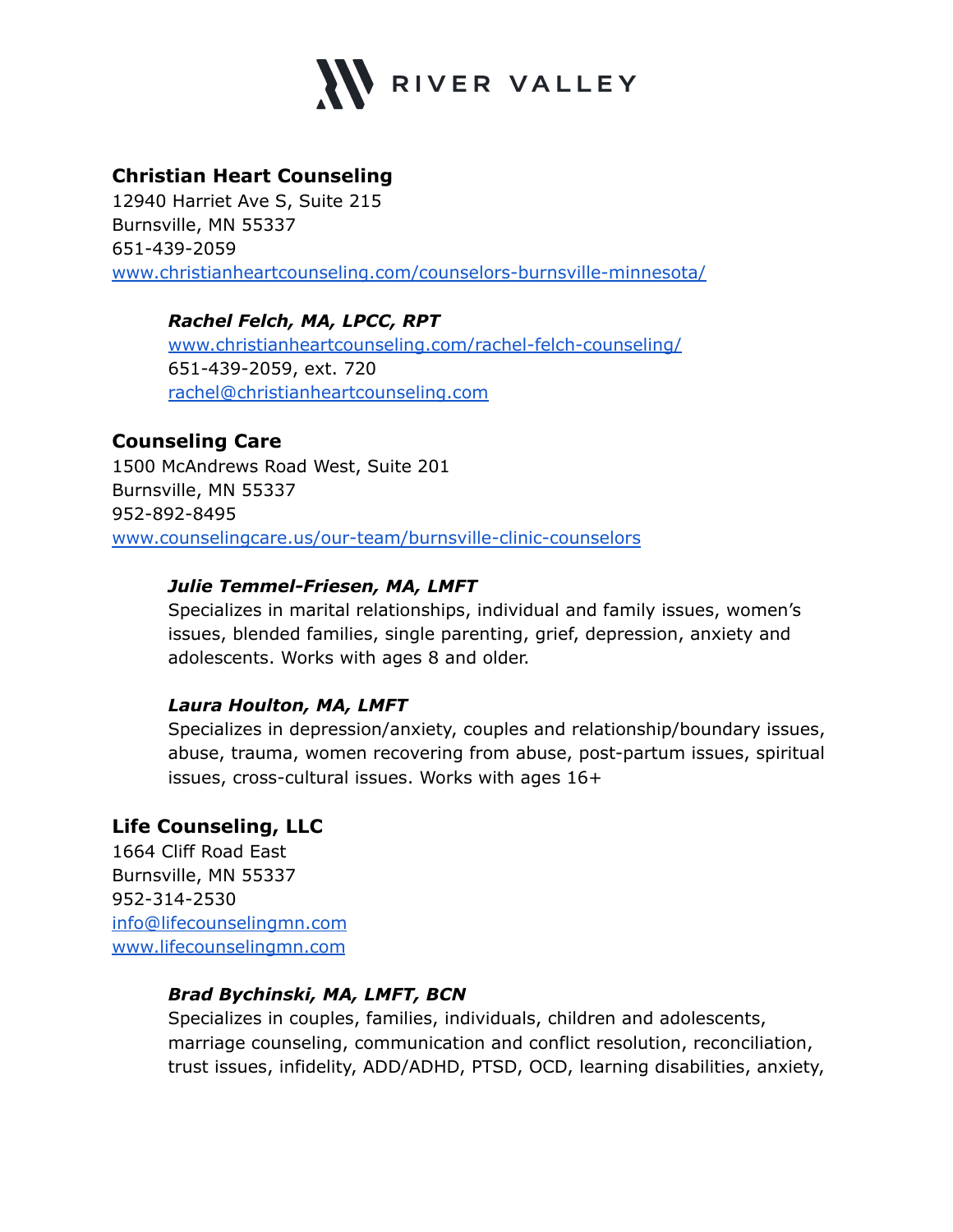### Christian Heart Counseling

12940 Harriet Ave S, Suite 215
Burnsville, MN 55337
651-439-2059
[www.christianheartcounseling.com/counselors-burnsville-minnesota/](http://www.christianheartcounseling.com/counselors-burnsville-minnesota/)

> ***Rachel Felch, MA, LPCC, RPT***
> [www.christianheartcounseling.com/rachel-felch-counseling/](http://www.christianheartcounseling.com/rachel-felch-counseling/)
> 651-439-2059, ext. 720
> [rachel@christianheartcounseling.com](mailto:rachel@christianheartcounseling.com)

### Counseling Care

1500 McAndrews Road West, Suite 201
Burnsville, MN 55337
952-892-8495
[www.counselingcare.us/our-team/burnsville-clinic-counselors](http://www.counselingcare.us/our-team/burnsville-clinic-counselors)

> ***Julie Temmel-Friesen, MA, LMFT***
> Specializes in marital relationships, individual and family issues, women's issues, blended families, single parenting, grief, depression, anxiety and adolescents. Works with ages 8 and older.

> ***Laura Houlton, MA, LMFT***
> Specializes in depression/anxiety, couples and relationship/boundary issues, abuse, trauma, women recovering from abuse, post-partum issues, spiritual issues, cross-cultural issues. Works with ages 16+

### Life Counseling, LLC

1664 Cliff Road East
Burnsville, MN 55337
952-314-2530
[info@lifecounselingmn.com](mailto:info@lifecounselingmn.com)
[www.lifecounselingmn.com](http://www.lifecounselingmn.com)

> ***Brad Bychinski, MA, LMFT, BCN***
> Specializes in couples, families, individuals, children and adolescents, marriage counseling, communication and conflict resolution, reconciliation, trust issues, infidelity, ADD/ADHD, PTSD, OCD, learning disabilities, anxiety,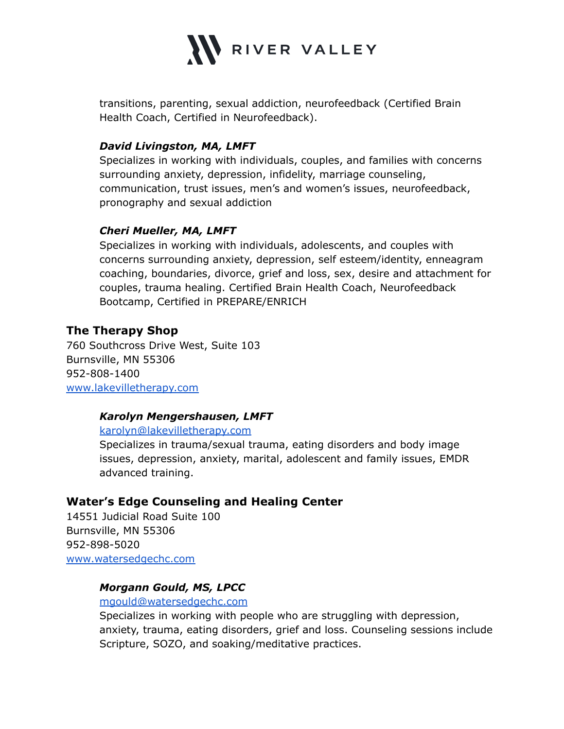transitions, parenting, sexual addiction, neurofeedback (Certified Brain Health Coach, Certified in Neurofeedback).

***David Livingston, MA, LMFT***
Specializes in working with individuals, couples, and families with concerns surrounding anxiety, depression, infidelity, marriage counseling, communication, trust issues, men's and women's issues, neurofeedback, pronography and sexual addiction

***Cheri Mueller, MA, LMFT***
Specializes in working with individuals, adolescents, and couples with concerns surrounding anxiety, depression, self esteem/identity, enneagram coaching, boundaries, divorce, grief and loss, sex, desire and attachment for couples, trauma healing. Certified Brain Health Coach, Neurofeedback Bootcamp, Certified in PREPARE/ENRICH

## The Therapy Shop

760 Southcross Drive West, Suite 103
Burnsville, MN 55306
952-808-1400
[www.lakevilletherapy.com](http://www.lakevilletherapy.com)

***Karolyn Mengershausen, LMFT***
[karolyn@lakevilletherapy.com](mailto:karolyn@lakevilletherapy.com)
Specializes in trauma/sexual trauma, eating disorders and body image issues, depression, anxiety, marital, adolescent and family issues, EMDR advanced training.

## Water's Edge Counseling and Healing Center

14551 Judicial Road Suite 100
Burnsville, MN 55306
952-898-5020
[www.watersedgechc.com](http://www.watersedgechc.com)

***Morgann Gould, MS, LPCC***
[mgould@watersedgechc.com](mailto:mgould@watersedgechc.com)
Specializes in working with people who are struggling with depression, anxiety, trauma, eating disorders, grief and loss. Counseling sessions include Scripture, SOZO, and soaking/meditative practices.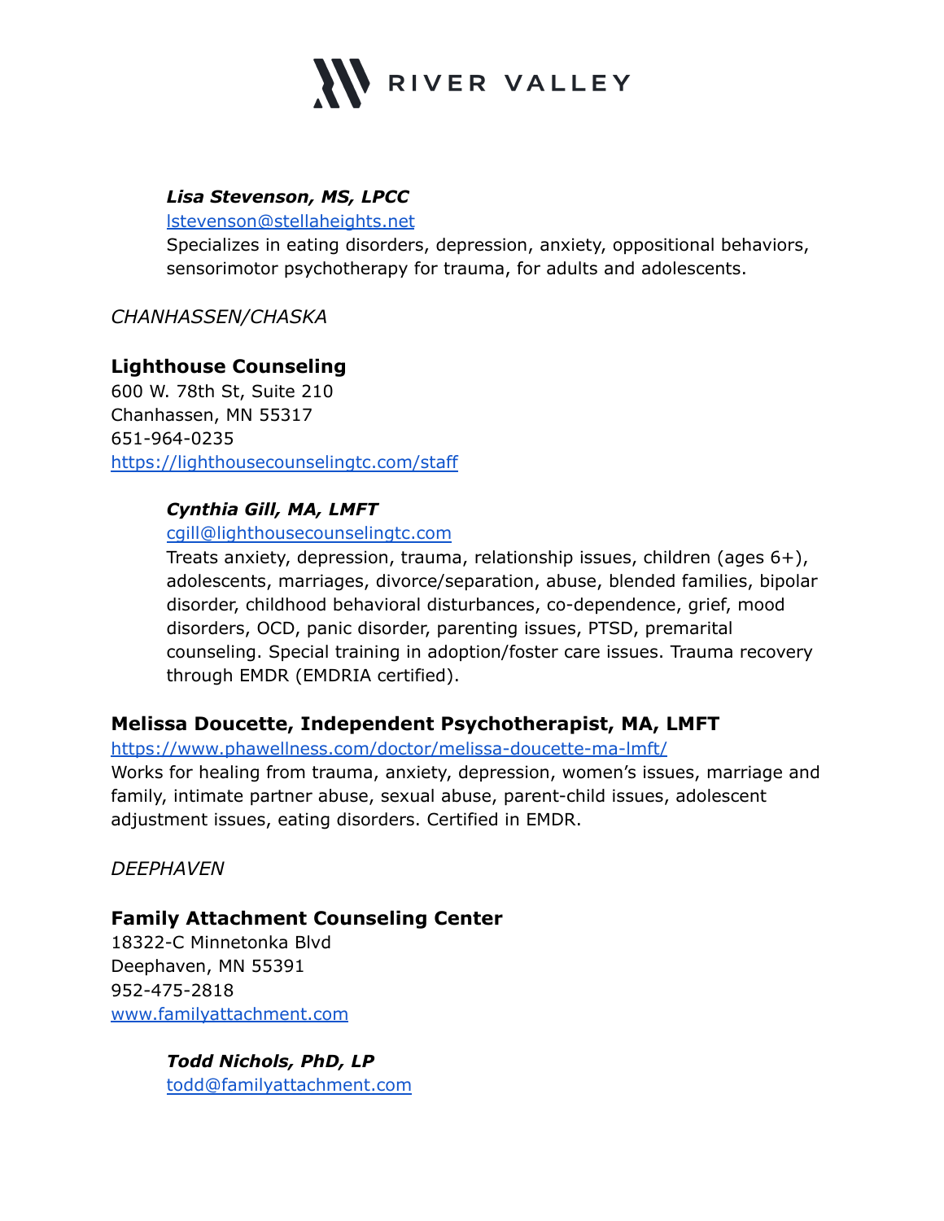***Lisa Stevenson, MS, LPCC***
lstevenson@stellaheights.net
Specializes in eating disorders, depression, anxiety, oppositional behaviors, sensorimotor psychotherapy for trauma, for adults and adolescents.

*CHANHASSEN/CHASKA*

**Lighthouse Counseling**
600 W. 78th St, Suite 210
Chanhassen, MN 55317
651-964-0235
https://lighthousecounselingtc.com/staff

***Cynthia Gill, MA, LMFT***
cgill@lighthousecounselingtc.com
Treats anxiety, depression, trauma, relationship issues, children (ages 6+), adolescents, marriages, divorce/separation, abuse, blended families, bipolar disorder, childhood behavioral disturbances, co-dependence, grief, mood disorders, OCD, panic disorder, parenting issues, PTSD, premarital counseling. Special training in adoption/foster care issues. Trauma recovery through EMDR (EMDRIA certified).

**Melissa Doucette, Independent Psychotherapist, MA, LMFT**
https://www.phawellness.com/doctor/melissa-doucette-ma-lmft/
Works for healing from trauma, anxiety, depression, women's issues, marriage and family, intimate partner abuse, sexual abuse, parent-child issues, adolescent adjustment issues, eating disorders. Certified in EMDR.

*DEEPHAVEN*

**Family Attachment Counseling Center**
18322-C Minnetonka Blvd
Deephaven, MN 55391
952-475-2818
www.familyattachment.com

***Todd Nichols, PhD, LP***
todd@familyattachment.com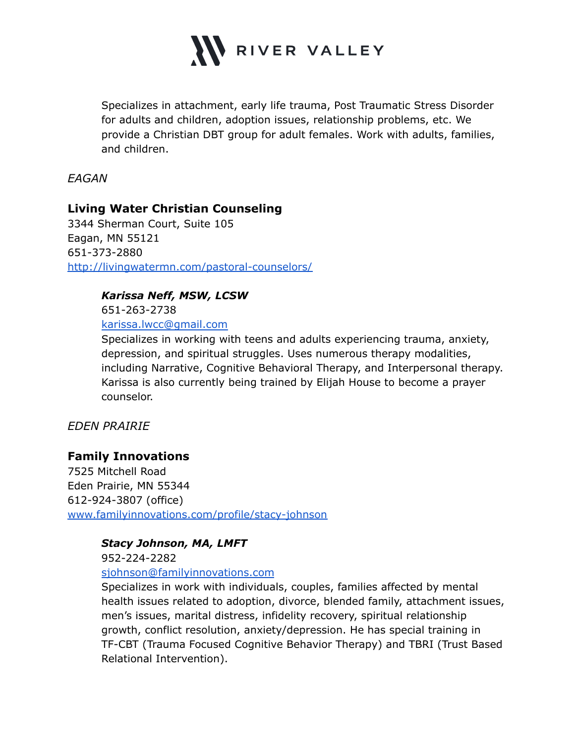Specializes in attachment, early life trauma, Post Traumatic Stress Disorder for adults and children, adoption issues, relationship problems, etc. We provide a Christian DBT group for adult females. Work with adults, families, and children.

*EAGAN*

**Living Water Christian Counseling**
3344 Sherman Court, Suite 105
Eagan, MN 55121
651-373-2880
http://livingwatermn.com/pastoral-counselors/

> ***Karissa Neff, MSW, LCSW***
> 651-263-2738
> karissa.lwcc@gmail.com
> Specializes in working with teens and adults experiencing trauma, anxiety, depression, and spiritual struggles. Uses numerous therapy modalities, including Narrative, Cognitive Behavioral Therapy, and Interpersonal therapy. Karissa is also currently being trained by Elijah House to become a prayer counselor.

*EDEN PRAIRIE*

**Family Innovations**
7525 Mitchell Road
Eden Prairie, MN 55344
612-924-3807 (office)
www.familyinnovations.com/profile/stacy-johnson

> ***Stacy Johnson, MA, LMFT***
> 952-224-2282
> sjohnson@familyinnovations.com
> Specializes in work with individuals, couples, families affected by mental health issues related to adoption, divorce, blended family, attachment issues, men's issues, marital distress, infidelity recovery, spiritual relationship growth, conflict resolution, anxiety/depression. He has special training in TF-CBT (Trauma Focused Cognitive Behavior Therapy) and TBRI (Trust Based Relational Intervention).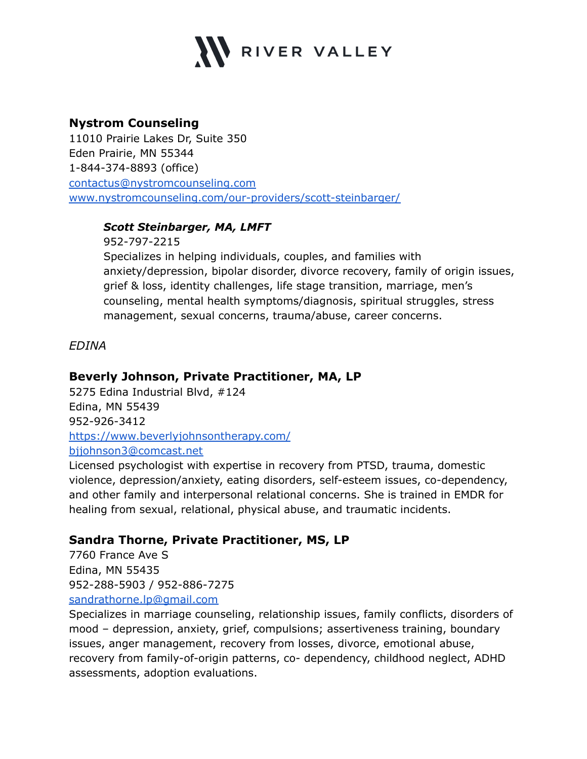### Nystrom Counseling

11010 Prairie Lakes Dr, Suite 350
Eden Prairie, MN 55344
1-844-374-8893 (office)
[contactus@nystromcounseling.com](mailto:contactus@nystromcounseling.com)
[www.nystromcounseling.com/our-providers/scott-steinbarger/](http://www.nystromcounseling.com/our-providers/scott-steinbarger/)

> ***Scott Steinbarger, MA, LMFT***
> 952-797-2215
> Specializes in helping individuals, couples, and families with anxiety/depression, bipolar disorder, divorce recovery, family of origin issues, grief & loss, identity challenges, life stage transition, marriage, men's counseling, mental health symptoms/diagnosis, spiritual struggles, stress management, sexual concerns, trauma/abuse, career concerns.

*EDINA*

### Beverly Johnson, Private Practitioner, MA, LP

5275 Edina Industrial Blvd, #124
Edina, MN 55439
952-926-3412
[https://www.beverlyjohnsontherapy.com/](https://www.beverlyjohnsontherapy.com/)
[bjjohnson3@comcast.net](mailto:bjjohnson3@comcast.net)
Licensed psychologist with expertise in recovery from PTSD, trauma, domestic violence, depression/anxiety, eating disorders, self-esteem issues, co-dependency, and other family and interpersonal relational concerns. She is trained in EMDR for healing from sexual, relational, physical abuse, and traumatic incidents.

### Sandra Thorne, Private Practitioner, MS, LP

7760 France Ave S
Edina, MN 55435
952-288-5903 / 952-886-7275
[sandrathorne.lp@gmail.com](mailto:sandrathorne.lp@gmail.com)
Specializes in marriage counseling, relationship issues, family conflicts, disorders of mood – depression, anxiety, grief, compulsions; assertiveness training, boundary issues, anger management, recovery from losses, divorce, emotional abuse, recovery from family-of-origin patterns, co- dependency, childhood neglect, ADHD assessments, adoption evaluations.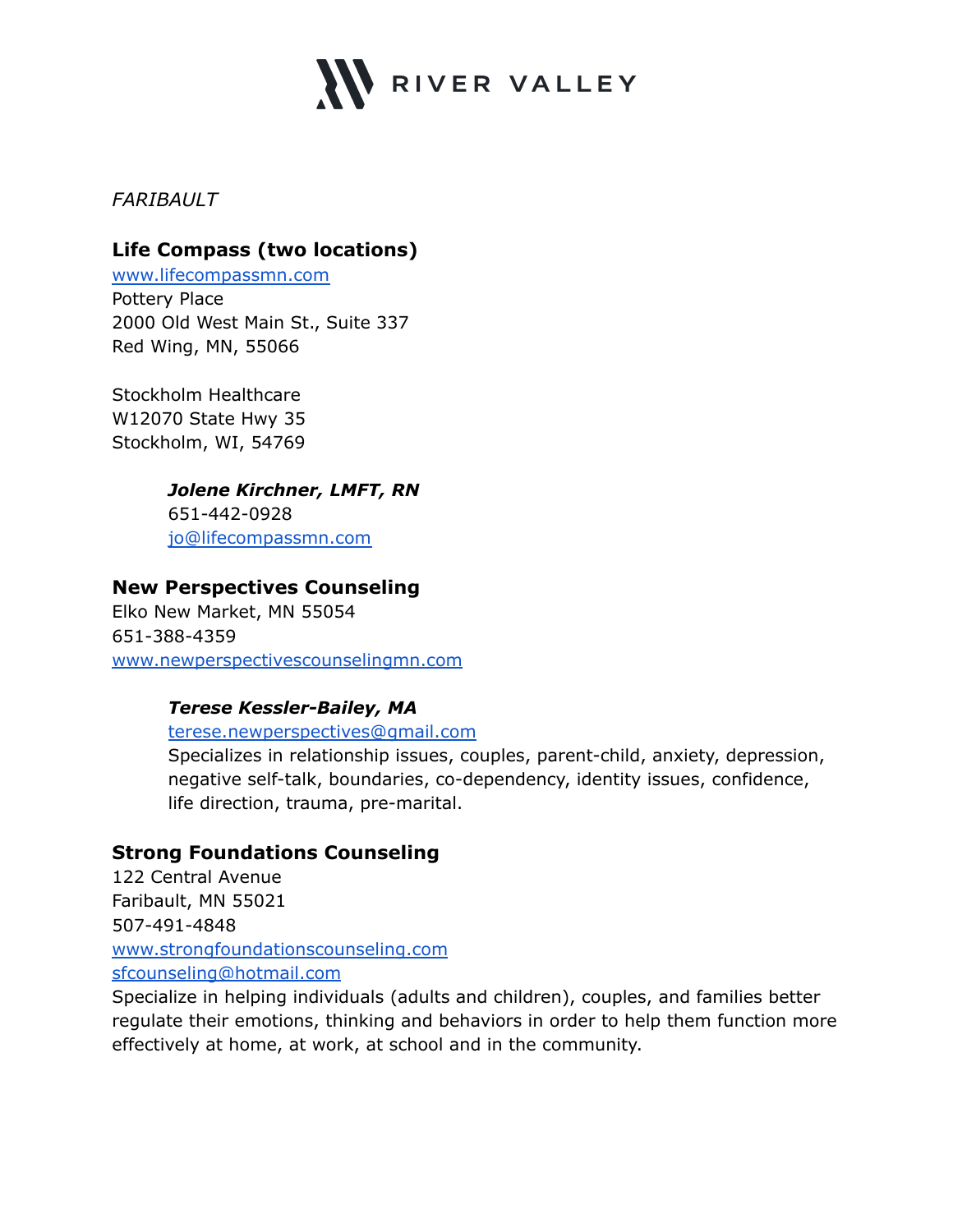*FARIBAULT*

### Life Compass (two locations)

[www.lifecompassmn.com](http://www.lifecompassmn.com)
Pottery Place
2000 Old West Main St., Suite 337
Red Wing, MN, 55066

Stockholm Healthcare
W12070 State Hwy 35
Stockholm, WI, 54769

> ***Jolene Kirchner, LMFT, RN***
> 651-442-0928
> [jo@lifecompassmn.com](mailto:jo@lifecompassmn.com)

### New Perspectives Counseling

Elko New Market, MN 55054
651-388-4359
[www.newperspectivescounselingmn.com](http://www.newperspectivescounselingmn.com)

> ***Terese Kessler-Bailey, MA***
> [terese.newperspectives@gmail.com](mailto:terese.newperspectives@gmail.com)
> Specializes in relationship issues, couples, parent-child, anxiety, depression, negative self-talk, boundaries, co-dependency, identity issues, confidence, life direction, trauma, pre-marital.

### Strong Foundations Counseling

122 Central Avenue
Faribault, MN 55021
507-491-4848
[www.strongfoundationscounseling.com](http://www.strongfoundationscounseling.com)
[sfcounseling@hotmail.com](mailto:sfcounseling@hotmail.com)
Specialize in helping individuals (adults and children), couples, and families better regulate their emotions, thinking and behaviors in order to help them function more effectively at home, at work, at school and in the community.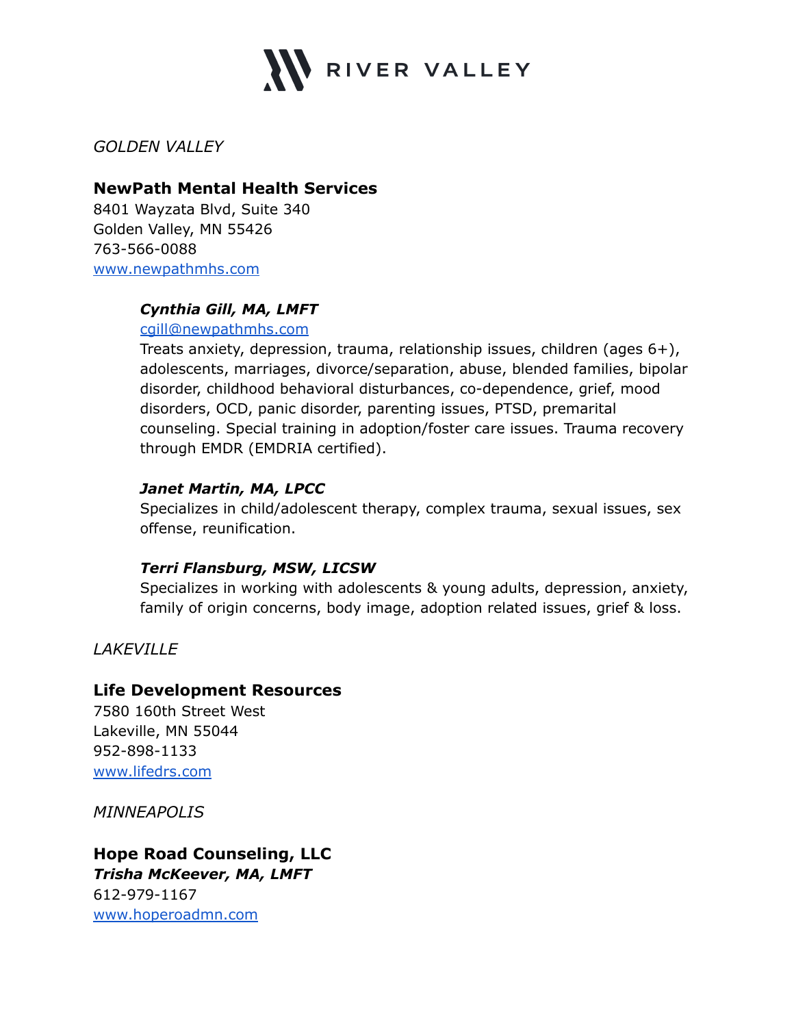*GOLDEN VALLEY*

**NewPath Mental Health Services**
8401 Wayzata Blvd, Suite 340
Golden Valley, MN 55426
763-566-0088
[www.newpathmhs.com](http://www.newpathmhs.com)

> ***Cynthia Gill, MA, LMFT***
> [cgill@newpathmhs.com](mailto:cgill@newpathmhs.com)
> Treats anxiety, depression, trauma, relationship issues, children (ages 6+), adolescents, marriages, divorce/separation, abuse, blended families, bipolar disorder, childhood behavioral disturbances, co-dependence, grief, mood disorders, OCD, panic disorder, parenting issues, PTSD, premarital counseling. Special training in adoption/foster care issues. Trauma recovery through EMDR (EMDRIA certified).
>
> ***Janet Martin, MA, LPCC***
> Specializes in child/adolescent therapy, complex trauma, sexual issues, sex offense, reunification.
>
> ***Terri Flansburg, MSW, LICSW***
> Specializes in working with adolescents & young adults, depression, anxiety, family of origin concerns, body image, adoption related issues, grief & loss.

*LAKEVILLE*

**Life Development Resources**
7580 160th Street West
Lakeville, MN 55044
952-898-1133
[www.lifedrs.com](http://www.lifedrs.com)

*MINNEAPOLIS*

**Hope Road Counseling, LLC**
***Trisha McKeever, MA, LMFT***
612-979-1167
[www.hoperoadmn.com](http://www.hoperoadmn.com)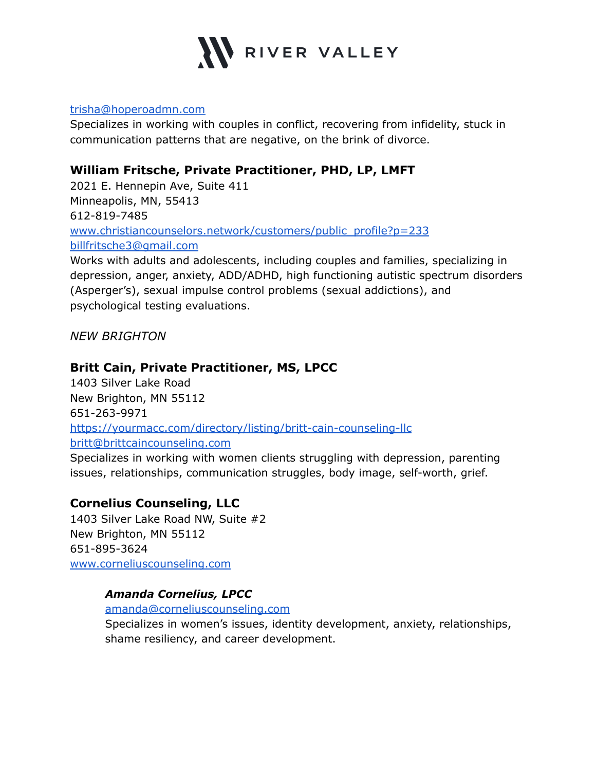trisha@hoperoadmn.com
Specializes in working with couples in conflict, recovering from infidelity, stuck in communication patterns that are negative, on the brink of divorce.

### William Fritsche, Private Practitioner, PHD, LP, LMFT

2021 E. Hennepin Ave, Suite 411
Minneapolis, MN, 55413
612-819-7485
www.christiancounselors.network/customers/public_profile?p=233
billfritsche3@gmail.com
Works with adults and adolescents, including couples and families, specializing in depression, anger, anxiety, ADD/ADHD, high functioning autistic spectrum disorders (Asperger's), sexual impulse control problems (sexual addictions), and psychological testing evaluations.

*NEW BRIGHTON*

### Britt Cain, Private Practitioner, MS, LPCC

1403 Silver Lake Road
New Brighton, MN 55112
651-263-9971
https://yourmacc.com/directory/listing/britt-cain-counseling-llc
britt@brittcaincounseling.com
Specializes in working with women clients struggling with depression, parenting issues, relationships, communication struggles, body image, self-worth, grief.

### Cornelius Counseling, LLC

1403 Silver Lake Road NW, Suite #2
New Brighton, MN 55112
651-895-3624
www.corneliuscounseling.com

> ***Amanda Cornelius, LPCC***
> amanda@corneliuscounseling.com
> Specializes in women's issues, identity development, anxiety, relationships, shame resiliency, and career development.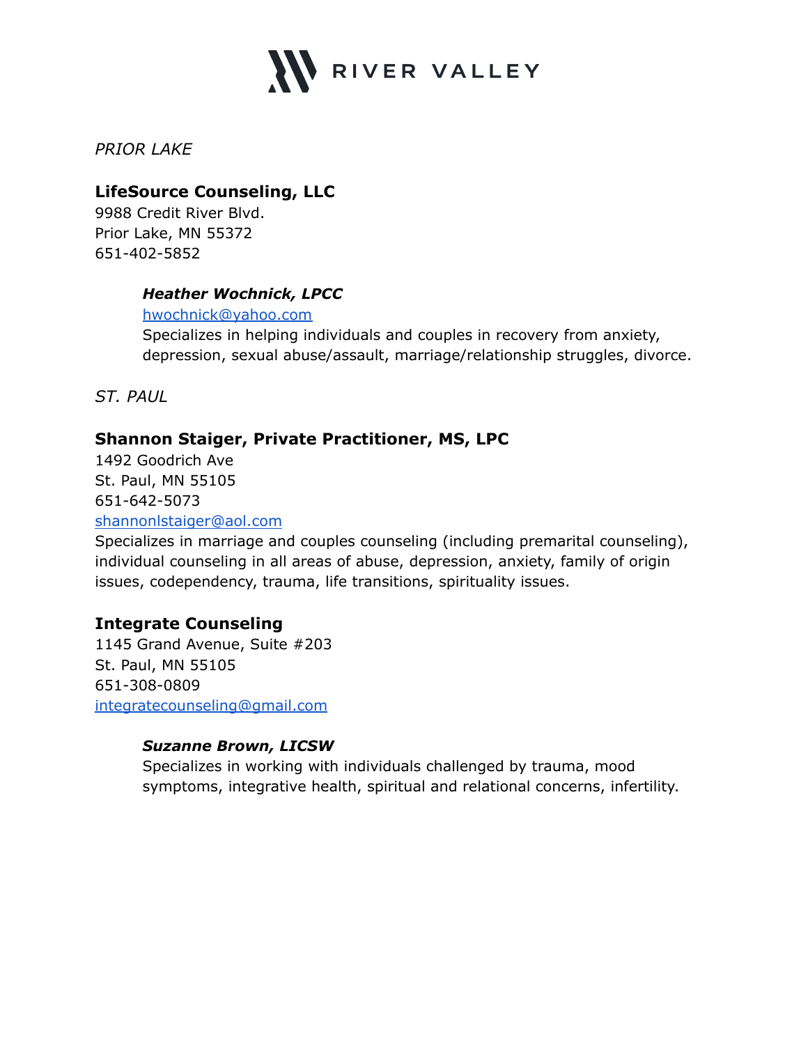*PRIOR LAKE*

### LifeSource Counseling, LLC

9988 Credit River Blvd.
Prior Lake, MN 55372
651-402-5852

> ***Heather Wochnick, LPCC***
> hwochnick@yahoo.com
> Specializes in helping individuals and couples in recovery from anxiety, depression, sexual abuse/assault, marriage/relationship struggles, divorce.

*ST. PAUL*

### Shannon Staiger, Private Practitioner, MS, LPC

1492 Goodrich Ave
St. Paul, MN 55105
651-642-5073
shannonlstaiger@aol.com
Specializes in marriage and couples counseling (including premarital counseling), individual counseling in all areas of abuse, depression, anxiety, family of origin issues, codependency, trauma, life transitions, spirituality issues.

### Integrate Counseling

1145 Grand Avenue, Suite #203
St. Paul, MN 55105
651-308-0809
integratecounseling@gmail.com

> ***Suzanne Brown, LICSW***
> Specializes in working with individuals challenged by trauma, mood symptoms, integrative health, spiritual and relational concerns, infertility.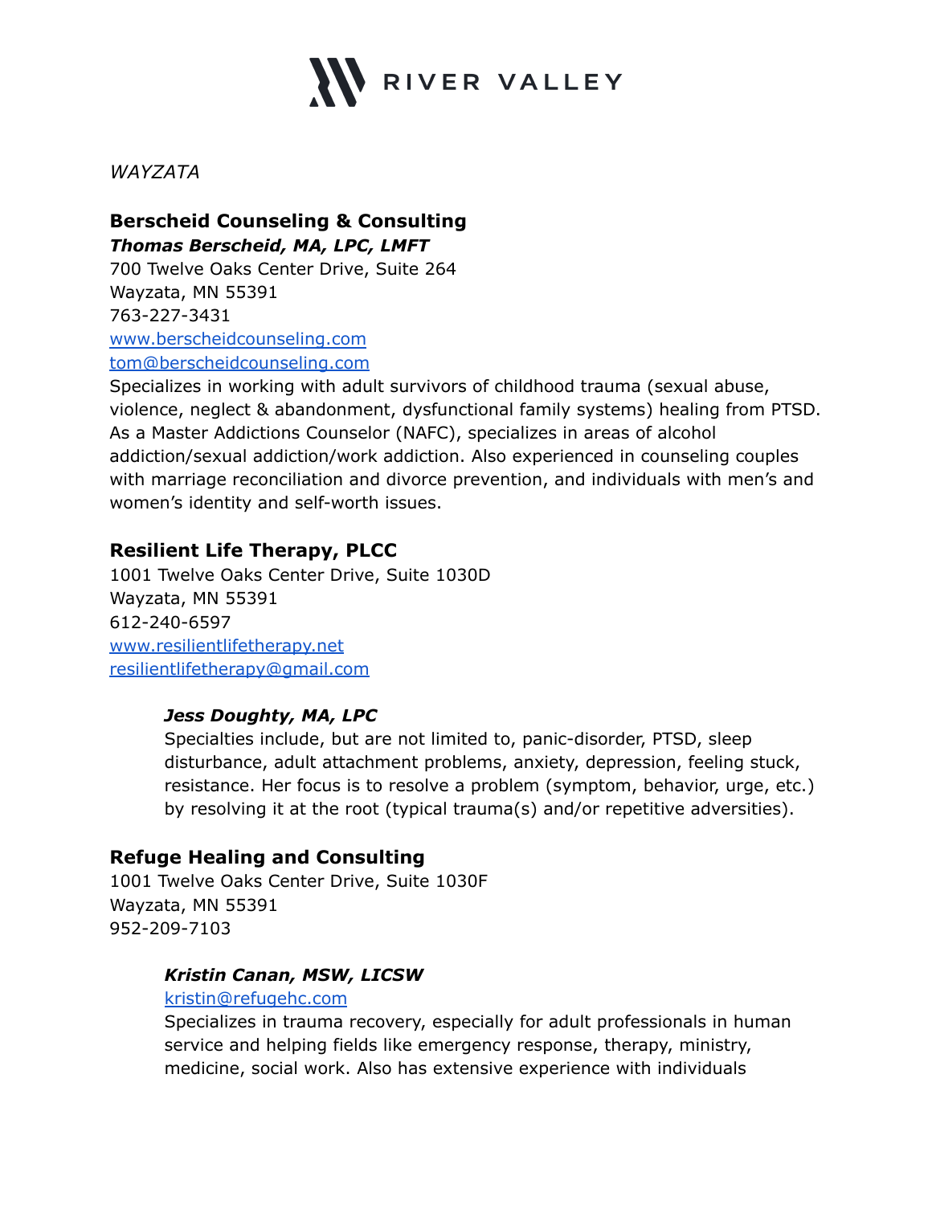*WAYZATA*

## Berscheid Counseling & Consulting

***Thomas Berscheid, MA, LPC, LMFT***

700 Twelve Oaks Center Drive, Suite 264
Wayzata, MN 55391
763-227-3431
[www.berscheidcounseling.com](http://www.berscheidcounseling.com)
[tom@berscheidcounseling.com](mailto:tom@berscheidcounseling.com)

Specializes in working with adult survivors of childhood trauma (sexual abuse, violence, neglect & abandonment, dysfunctional family systems) healing from PTSD. As a Master Addictions Counselor (NAFC), specializes in areas of alcohol addiction/sexual addiction/work addiction. Also experienced in counseling couples with marriage reconciliation and divorce prevention, and individuals with men's and women's identity and self-worth issues.

## Resilient Life Therapy, PLCC

1001 Twelve Oaks Center Drive, Suite 1030D
Wayzata, MN 55391
612-240-6597
[www.resilientlifetherapy.net](http://www.resilientlifetherapy.net)
[resilientlifetherapy@gmail.com](mailto:resilientlifetherapy@gmail.com)

> ***Jess Doughty, MA, LPC***
>
> Specialties include, but are not limited to, panic-disorder, PTSD, sleep disturbance, adult attachment problems, anxiety, depression, feeling stuck, resistance. Her focus is to resolve a problem (symptom, behavior, urge, etc.) by resolving it at the root (typical trauma(s) and/or repetitive adversities).

## Refuge Healing and Consulting

1001 Twelve Oaks Center Drive, Suite 1030F
Wayzata, MN 55391
952-209-7103

> ***Kristin Canan, MSW, LICSW***
>
> [kristin@refugehc.com](mailto:kristin@refugehc.com)
>
> Specializes in trauma recovery, especially for adult professionals in human service and helping fields like emergency response, therapy, ministry, medicine, social work. Also has extensive experience with individuals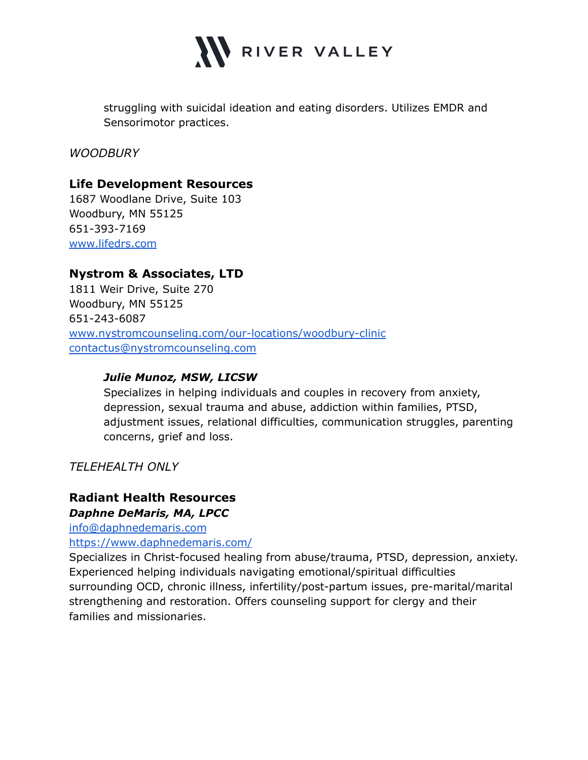struggling with suicidal ideation and eating disorders. Utilizes EMDR and Sensorimotor practices.

*WOODBURY*

**Life Development Resources**
1687 Woodlane Drive, Suite 103
Woodbury, MN 55125
651-393-7169
[www.lifedrs.com](http://www.lifedrs.com)

**Nystrom & Associates, LTD**
1811 Weir Drive, Suite 270
Woodbury, MN 55125
651-243-6087
[www.nystromcounseling.com/our-locations/woodbury-clinic](http://www.nystromcounseling.com/our-locations/woodbury-clinic)
[contactus@nystromcounseling.com](mailto:contactus@nystromcounseling.com)

***Julie Munoz, MSW, LICSW***
Specializes in helping individuals and couples in recovery from anxiety, depression, sexual trauma and abuse, addiction within families, PTSD, adjustment issues, relational difficulties, communication struggles, parenting concerns, grief and loss.

*TELEHEALTH ONLY*

**Radiant Health Resources**
***Daphne DeMaris, MA, LPCC***
[info@daphnedemaris.com](mailto:info@daphnedemaris.com)
[https://www.daphnedemaris.com/](https://www.daphnedemaris.com/)
Specializes in Christ-focused healing from abuse/trauma, PTSD, depression, anxiety. Experienced helping individuals navigating emotional/spiritual difficulties surrounding OCD, chronic illness, infertility/post-partum issues, pre-marital/marital strengthening and restoration. Offers counseling support for clergy and their families and missionaries.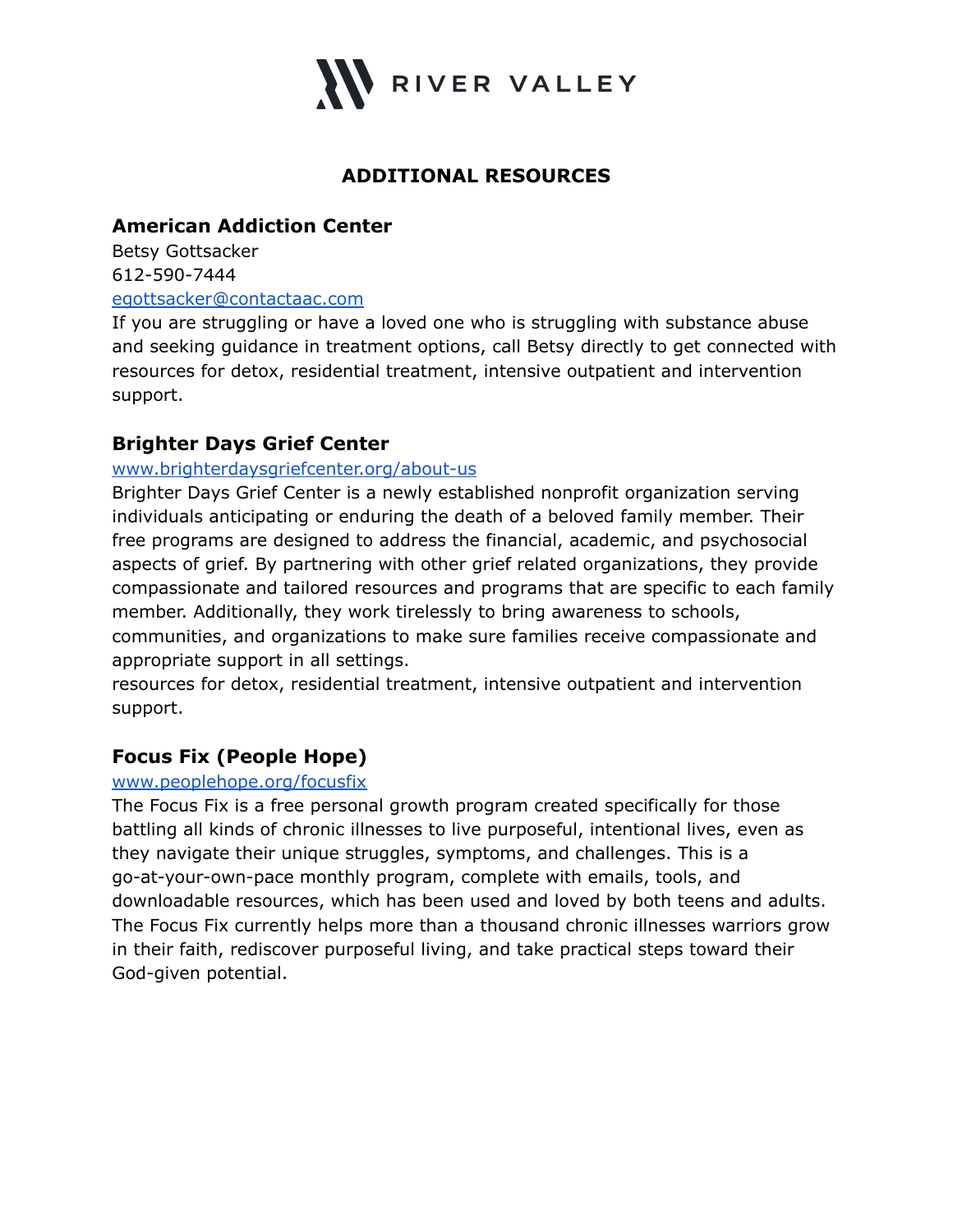RIVER VALLEY

## ADDITIONAL RESOURCES

### American Addiction Center

Betsy Gottsacker
612-590-7444
egottsacker@contactaac.com
If you are struggling or have a loved one who is struggling with substance abuse and seeking guidance in treatment options, call Betsy directly to get connected with resources for detox, residential treatment, intensive outpatient and intervention support.

### Brighter Days Grief Center

www.brighterdaysgriefcenter.org/about-us
Brighter Days Grief Center is a newly established nonprofit organization serving individuals anticipating or enduring the death of a beloved family member. Their free programs are designed to address the financial, academic, and psychosocial aspects of grief. By partnering with other grief related organizations, they provide compassionate and tailored resources and programs that are specific to each family member. Additionally, they work tirelessly to bring awareness to schools, communities, and organizations to make sure families receive compassionate and appropriate support in all settings.
resources for detox, residential treatment, intensive outpatient and intervention support.

### Focus Fix (People Hope)

www.peoplehope.org/focusfix
The Focus Fix is a free personal growth program created specifically for those battling all kinds of chronic illnesses to live purposeful, intentional lives, even as they navigate their unique struggles, symptoms, and challenges. This is a go-at-your-own-pace monthly program, complete with emails, tools, and downloadable resources, which has been used and loved by both teens and adults. The Focus Fix currently helps more than a thousand chronic illnesses warriors grow in their faith, rediscover purposeful living, and take practical steps toward their God-given potential.